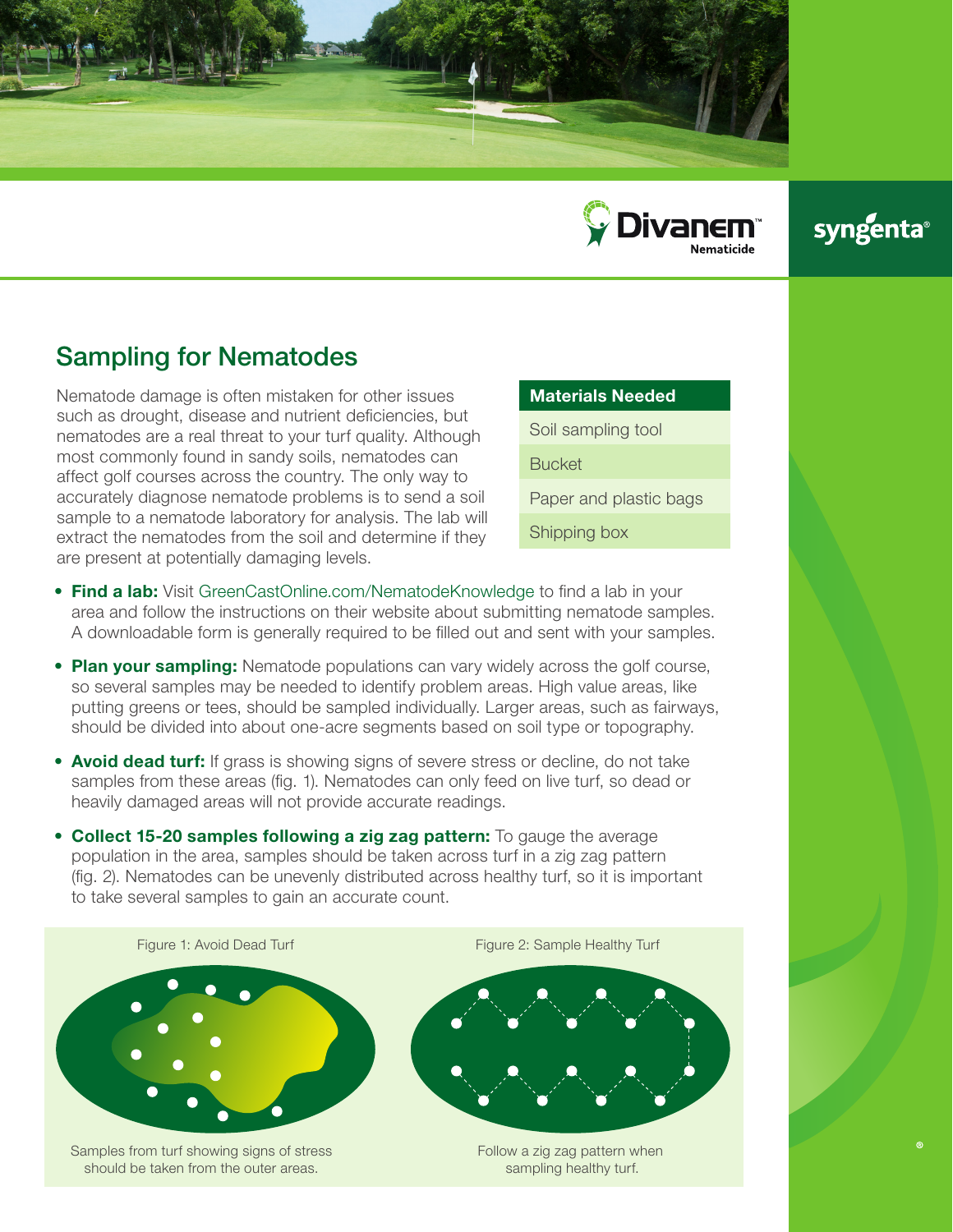Divanem™ Nematicide

syngenta®

## Sampling for Nematodes

Nematode damage is often mistaken for other issues such as drought, disease and nutrient deficiencies, but nematodes are a real threat to your turf quality. Although most commonly found in sandy soils, nematodes can affect golf courses across the country. The only way to accurately diagnose nematode problems is to send a soil sample to a nematode laboratory for analysis. The lab will extract the nematodes from the soil and determine if they are present at potentially damaging levels.

| Materials Needed |
|---|
| Soil sampling tool |
| Bucket |
| Paper and plastic bags |
| Shipping box |

- **Find a lab:** Visit GreenCastOnline.com/NematodeKnowledge to find a lab in your area and follow the instructions on their website about submitting nematode samples. A downloadable form is generally required to be filled out and sent with your samples.
- **Plan your sampling:** Nematode populations can vary widely across the golf course, so several samples may be needed to identify problem areas. High value areas, like putting greens or tees, should be sampled individually. Larger areas, such as fairways, should be divided into about one-acre segments based on soil type or topography.
- **Avoid dead turf:** If grass is showing signs of severe stress or decline, do not take samples from these areas (fig. 1). Nematodes can only feed on live turf, so dead or heavily damaged areas will not provide accurate readings.
- **Collect 15-20 samples following a zig zag pattern:** To gauge the average population in the area, samples should be taken across turf in a zig zag pattern (fig. 2). Nematodes can be unevenly distributed across healthy turf, so it is important to take several samples to gain an accurate count.

Figure 1: Avoid Dead Turf

Samples from turf showing signs of stress should be taken from the outer areas.

Figure 2: Sample Healthy Turf

Follow a zig zag pattern when sampling healthy turf.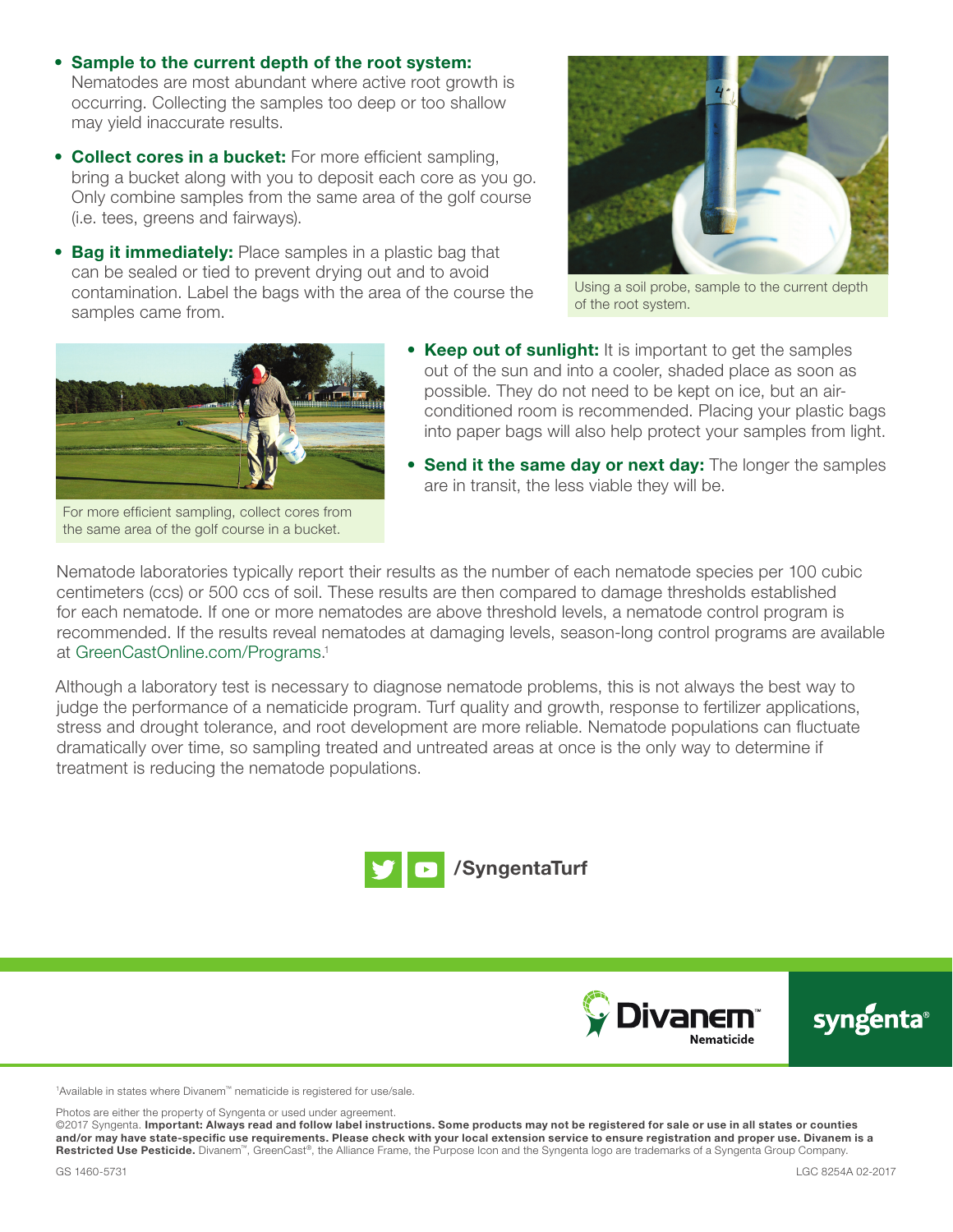- **Sample to the current depth of the root system:** Nematodes are most abundant where active root growth is occurring. Collecting the samples too deep or too shallow may yield inaccurate results.
- **Collect cores in a bucket:** For more efficient sampling, bring a bucket along with you to deposit each core as you go. Only combine samples from the same area of the golf course (i.e. tees, greens and fairways).
- **Bag it immediately:** Place samples in a plastic bag that can be sealed or tied to prevent drying out and to avoid contamination. Label the bags with the area of the course the samples came from.

Using a soil probe, sample to the current depth of the root system.

For more efficient sampling, collect cores from the same area of the golf course in a bucket.

- **Keep out of sunlight:** It is important to get the samples out of the sun and into a cooler, shaded place as soon as possible. They do not need to be kept on ice, but an air-conditioned room is recommended. Placing your plastic bags into paper bags will also help protect your samples from light.
- **Send it the same day or next day:** The longer the samples are in transit, the less viable they will be.

Nematode laboratories typically report their results as the number of each nematode species per 100 cubic centimeters (ccs) or 500 ccs of soil. These results are then compared to damage thresholds established for each nematode. If one or more nematodes are above threshold levels, a nematode control program is recommended. If the results reveal nematodes at damaging levels, season-long control programs are available at GreenCastOnline.com/Programs.[1]

Although a laboratory test is necessary to diagnose nematode problems, this is not always the best way to judge the performance of a nematicide program. Turf quality and growth, response to fertilizer applications, stress and drought tolerance, and root development are more reliable. Nematode populations can fluctuate dramatically over time, so sampling treated and untreated areas at once is the only way to determine if treatment is reducing the nematode populations.

/SyngentaTurf

Divanem™ Nematicide

syngenta®

[1]Available in states where Divanem™ nematicide is registered for use/sale.

Photos are either the property of Syngenta or used under agreement.
©2017 Syngenta. **Important: Always read and follow label instructions. Some products may not be registered for sale or use in all states or counties and/or may have state-specific use requirements. Please check with your local extension service to ensure registration and proper use. Divanem is a Restricted Use Pesticide.** Divanem™, GreenCast®, the Alliance Frame, the Purpose Icon and the Syngenta logo are trademarks of a Syngenta Group Company.

GS 1460-5731

LGC 8254A 02-2017